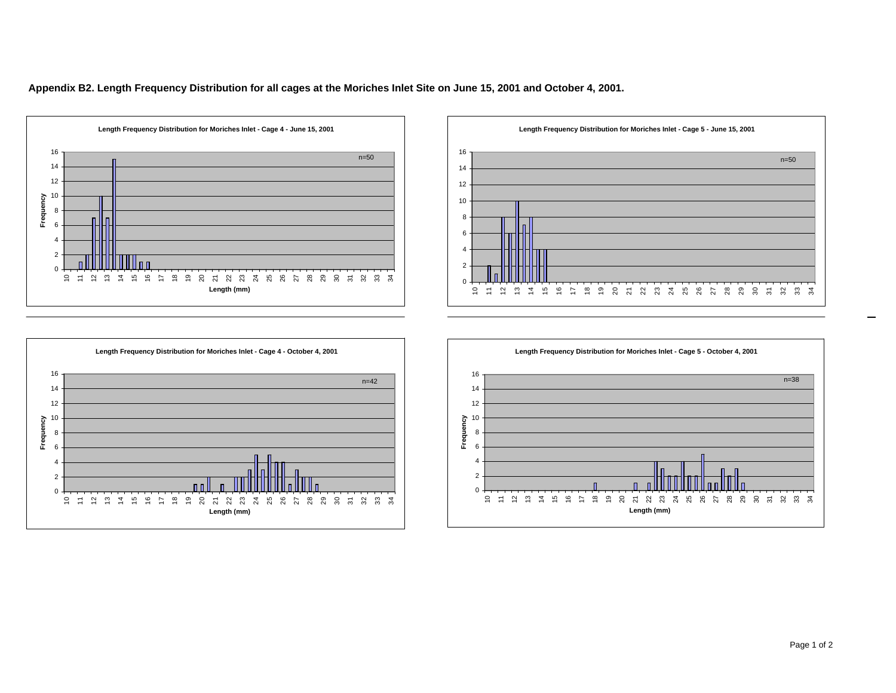**Appendix B2. Length Frequency Distribution for all cages at the Moriches Inlet Site on June 15, 2001 and October 4, 2001.**

Length Frequency Distribution for Moriches Inlet - Cage 4 - June 15, 2001

n=50

Length Frequency Distribution for Moriches Inlet - Cage 5 - June 15, 2001

n=50

Length Frequency Distribution for Moriches Inlet - Cage 4 - October 4, 2001

n=42

Length Frequency Distribution for Moriches Inlet - Cage 5 - October 4, 2001

n=38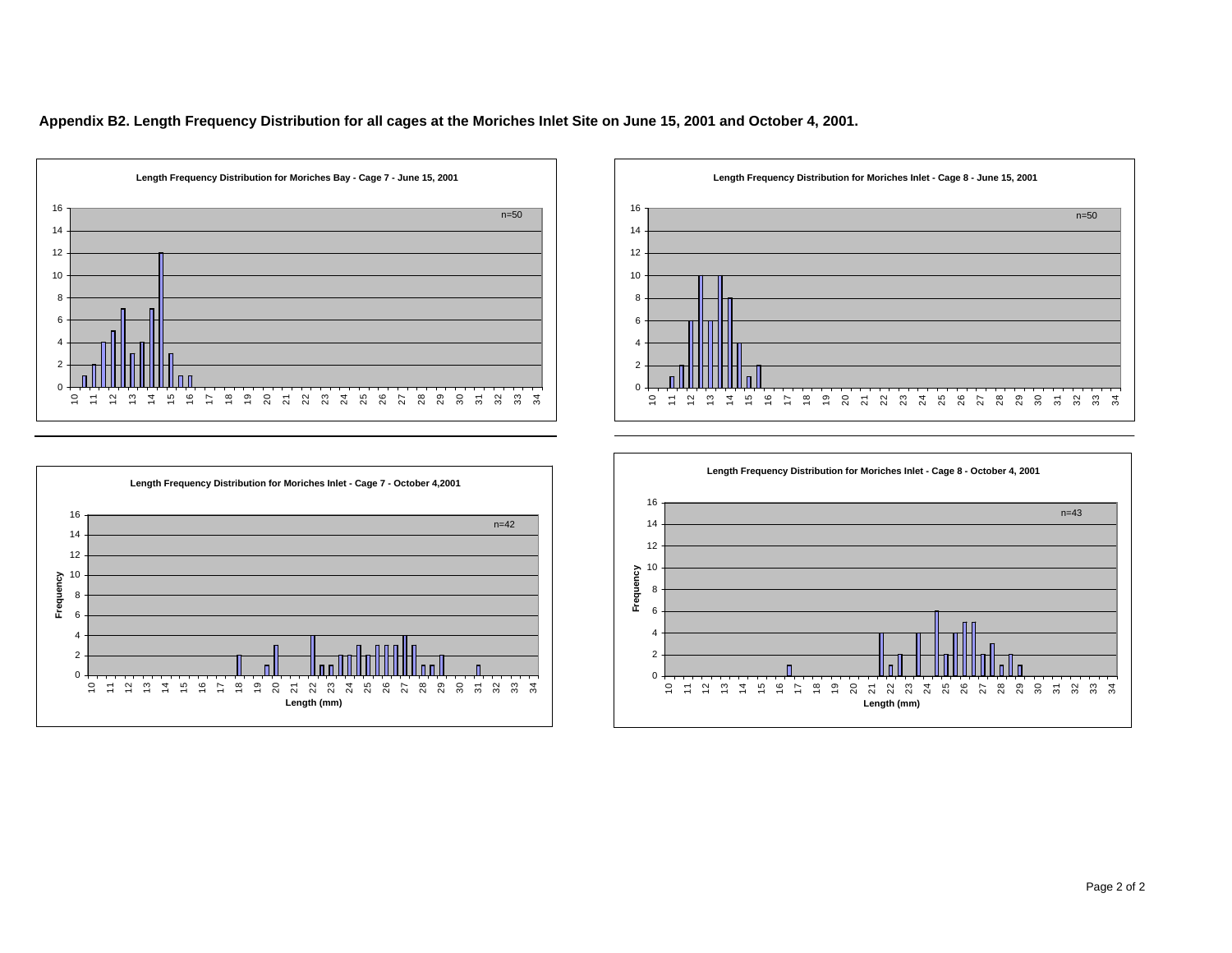**Appendix B2. Length Frequency Distribution for all cages at the Moriches Inlet Site on June 15, 2001 and October 4, 2001.**

Length Frequency Distribution for Moriches Bay - Cage 7 - June 15, 2001

n=50

0 2 4 6 8 10 12 14 16

10 11 12 13 14 15 16 17 18 19 20 21 22 23 24 25 26 27 28 29 30 31 32 33 34

Length Frequency Distribution for Moriches Inlet - Cage 8 - June 15, 2001

n=50

0 2 4 6 8 10 12 14 16

10 11 12 13 14 15 16 17 18 19 20 21 22 23 24 25 26 27 28 29 30 31 32 33 34

Length Frequency Distribution for Moriches Inlet - Cage 7 - October 4,2001

n=42

Frequency

0 2 4 6 8 10 12 14 16

10 11 12 13 14 15 16 17 18 19 20 21 22 23 24 25 26 27 28 29 30 31 32 33 34

Length (mm)

Length Frequency Distribution for Moriches Inlet - Cage 8 - October 4, 2001

n=43

Frequency

0 2 4 6 8 10 12 14 16

10 11 12 13 14 15 16 17 18 19 20 21 22 23 24 25 26 27 28 29 30 31 32 33 34

Length (mm)